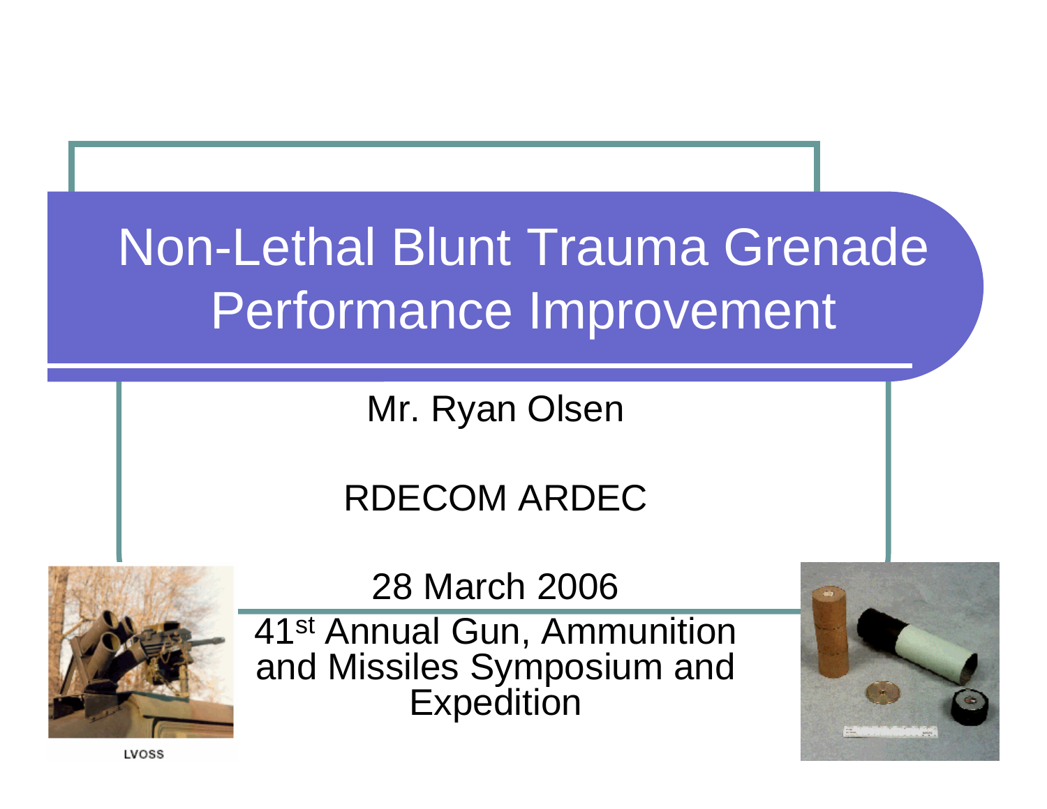# Non-Lethal Blunt Trauma Grenade Performance Improvement

Mr. Ryan Olsen

RDECOM ARDEC

28 March 2006

41st Annual Gun, Ammunition and Missiles Symposium and Expedition

LVOSS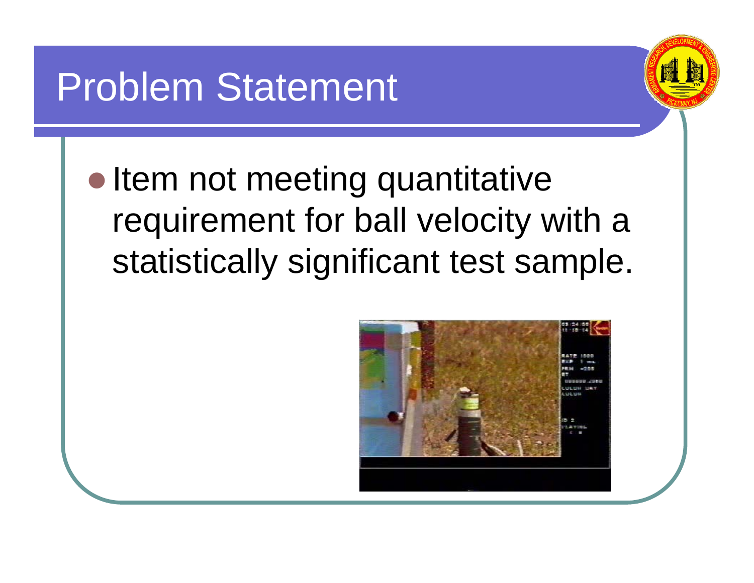# Problem Statement

- Item not meeting quantitative requirement for ball velocity with a statistically significant test sample.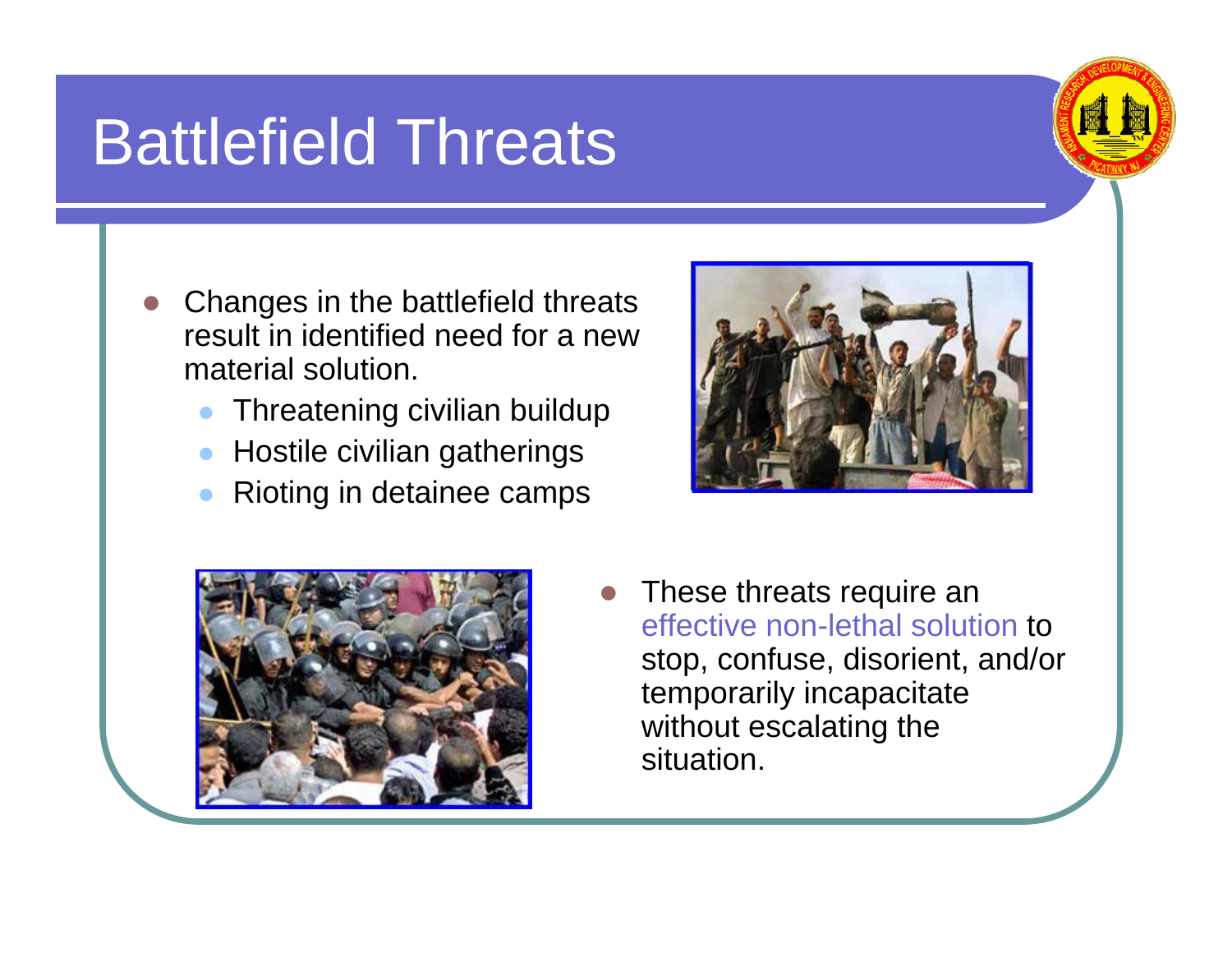# Battlefield Threats

- Changes in the battlefield threats result in identified need for a new material solution.
  - Threatening civilian buildup
  - Hostile civilian gatherings
  - Rioting in detainee camps

- These threats require an effective non-lethal solution to stop, confuse, disorient, and/or temporarily incapacitate without escalating the situation.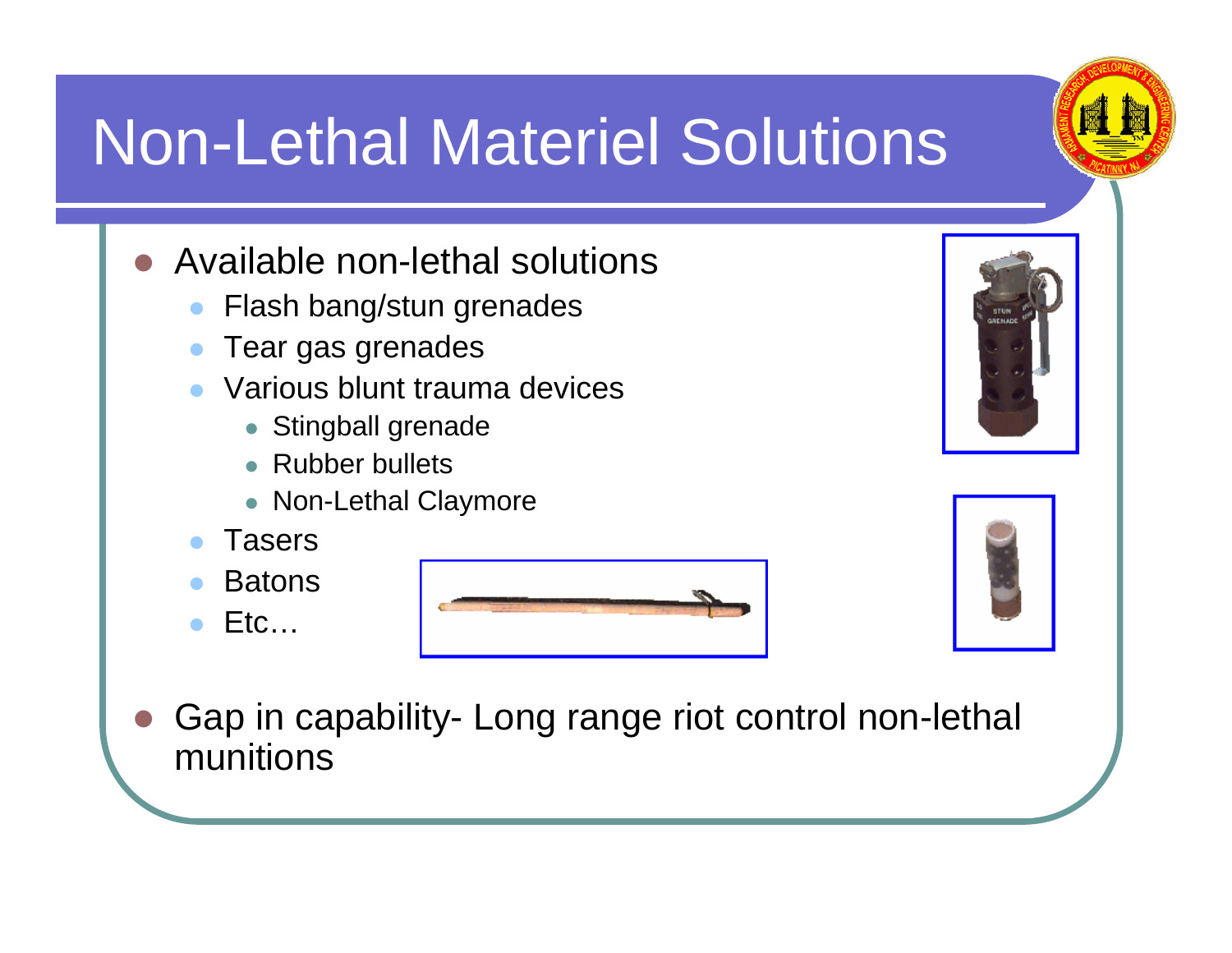# Non-Lethal Materiel Solutions

- Available non-lethal solutions
  - Flash bang/stun grenades
  - Tear gas grenades
  - Various blunt trauma devices
    - Stingball grenade
    - Rubber bullets
    - Non-Lethal Claymore
  - Tasers
  - Batons
  - Etc…
- Gap in capability- Long range riot control non-lethal munitions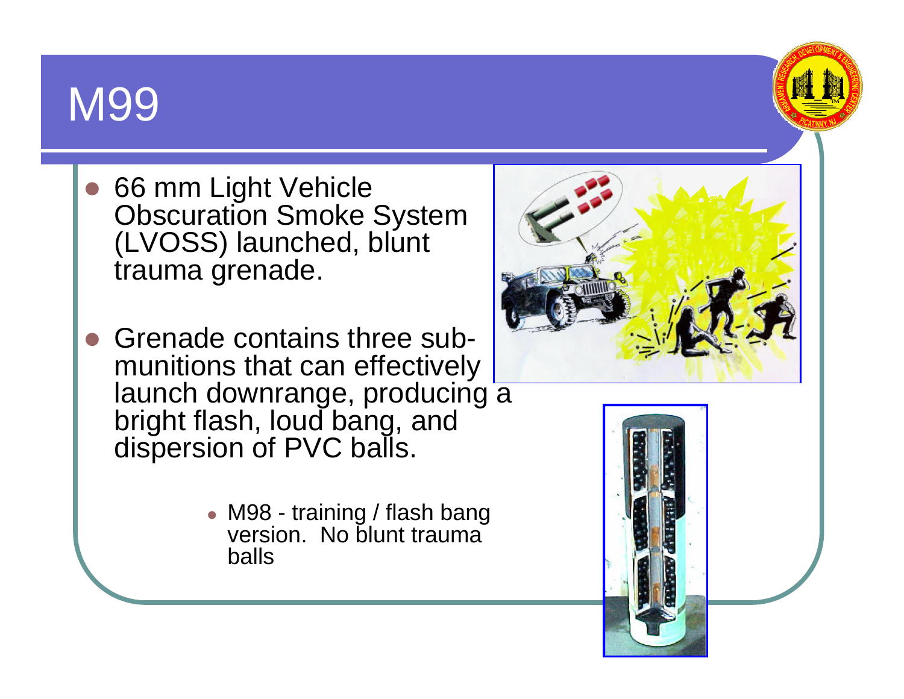# M99

- 66 mm Light Vehicle Obscuration Smoke System (LVOSS) launched, blunt trauma grenade.
- Grenade contains three sub-munitions that can effectively launch downrange, producing a bright flash, loud bang, and dispersion of PVC balls.
  - M98 - training / flash bang version. No blunt trauma balls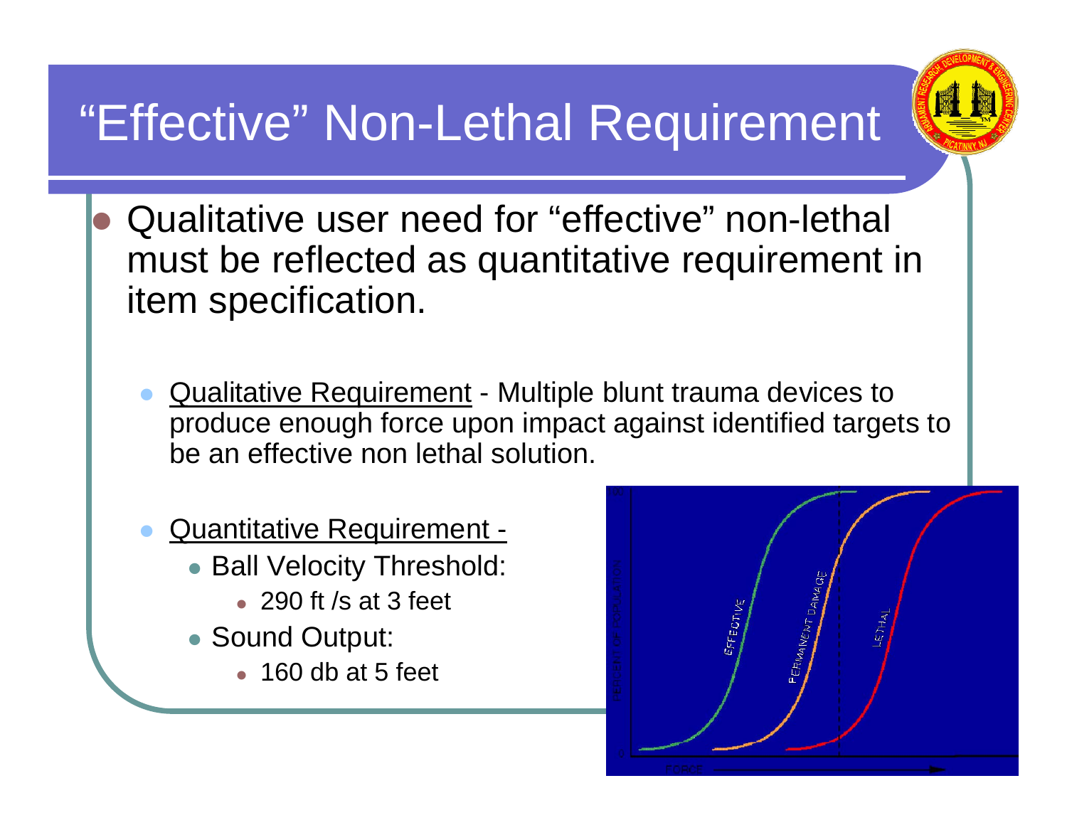# "Effective" Non-Lethal Requirement

- Qualitative user need for "effective" non-lethal must be reflected as quantitative requirement in item specification.

  - Qualitative Requirement - Multiple blunt trauma devices to produce enough force upon impact against identified targets to be an effective non lethal solution.

  - Quantitative Requirement -
    - Ball Velocity Threshold:
      - 290 ft /s at 3 feet
    - Sound Output:
      - 160 db at 5 feet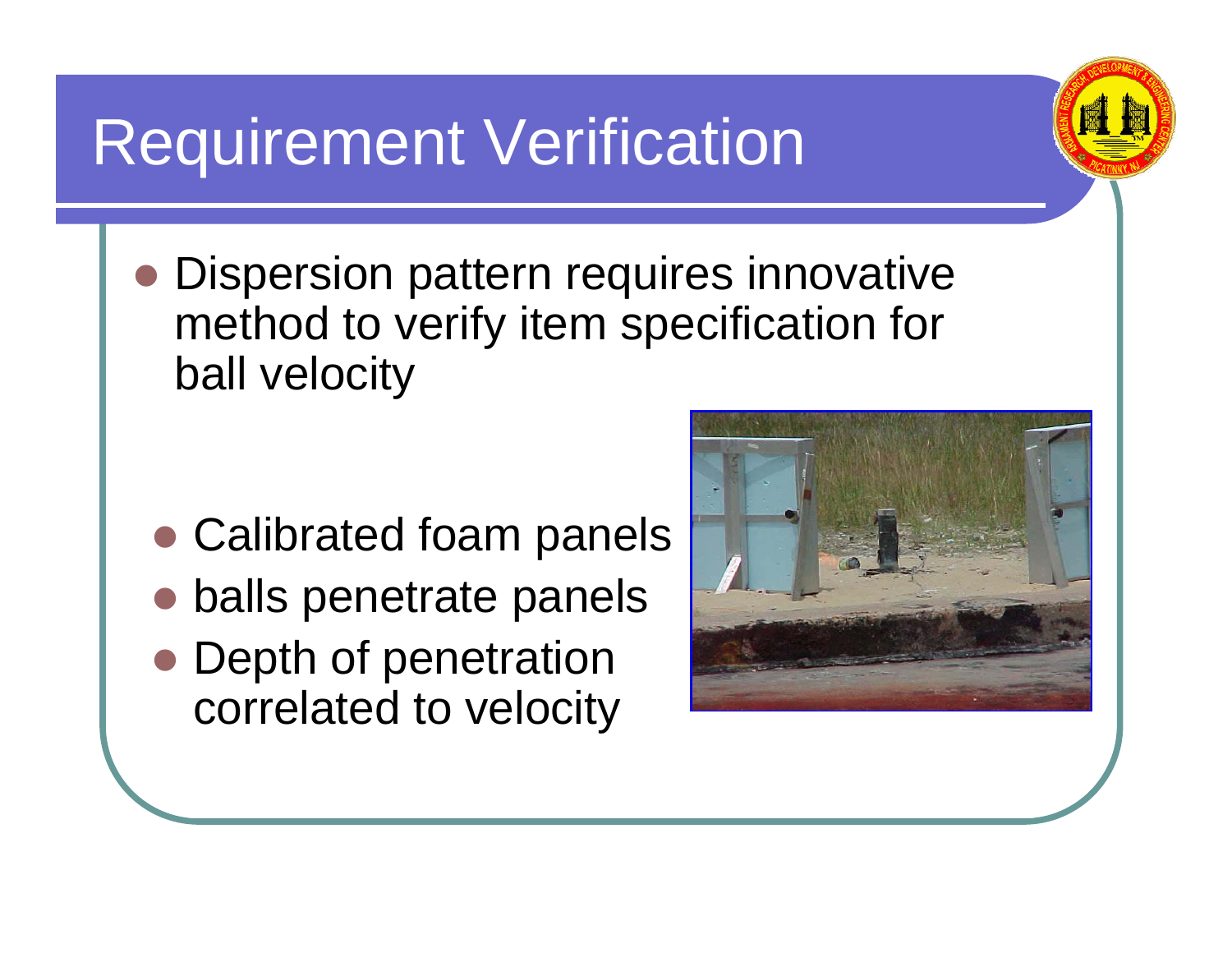# Requirement Verification

- Dispersion pattern requires innovative method to verify item specification for ball velocity
  - Calibrated foam panels
  - balls penetrate panels
  - Depth of penetration correlated to velocity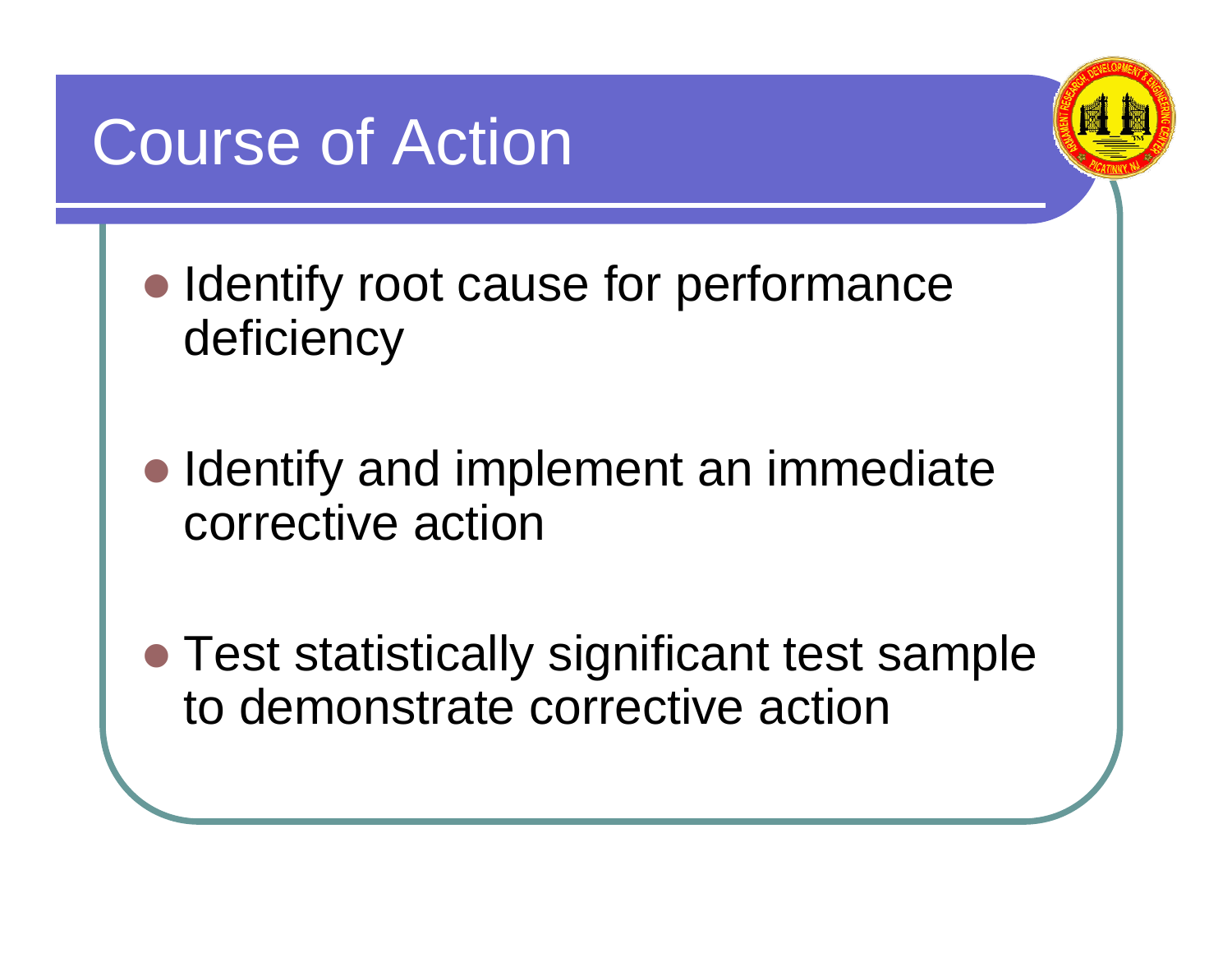# Course of Action

- Identify root cause for performance deficiency
- Identify and implement an immediate corrective action
- Test statistically significant test sample to demonstrate corrective action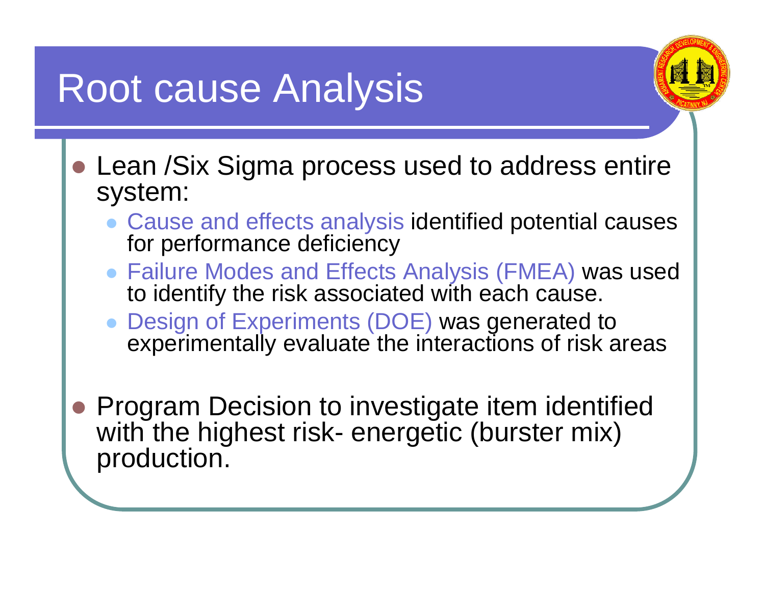# Root cause Analysis

- Lean /Six Sigma process used to address entire system:
  - Cause and effects analysis identified potential causes for performance deficiency
  - Failure Modes and Effects Analysis (FMEA) was used to identify the risk associated with each cause.
  - Design of Experiments (DOE) was generated to experimentally evaluate the interactions of risk areas
- Program Decision to investigate item identified with the highest risk- energetic (burster mix) production.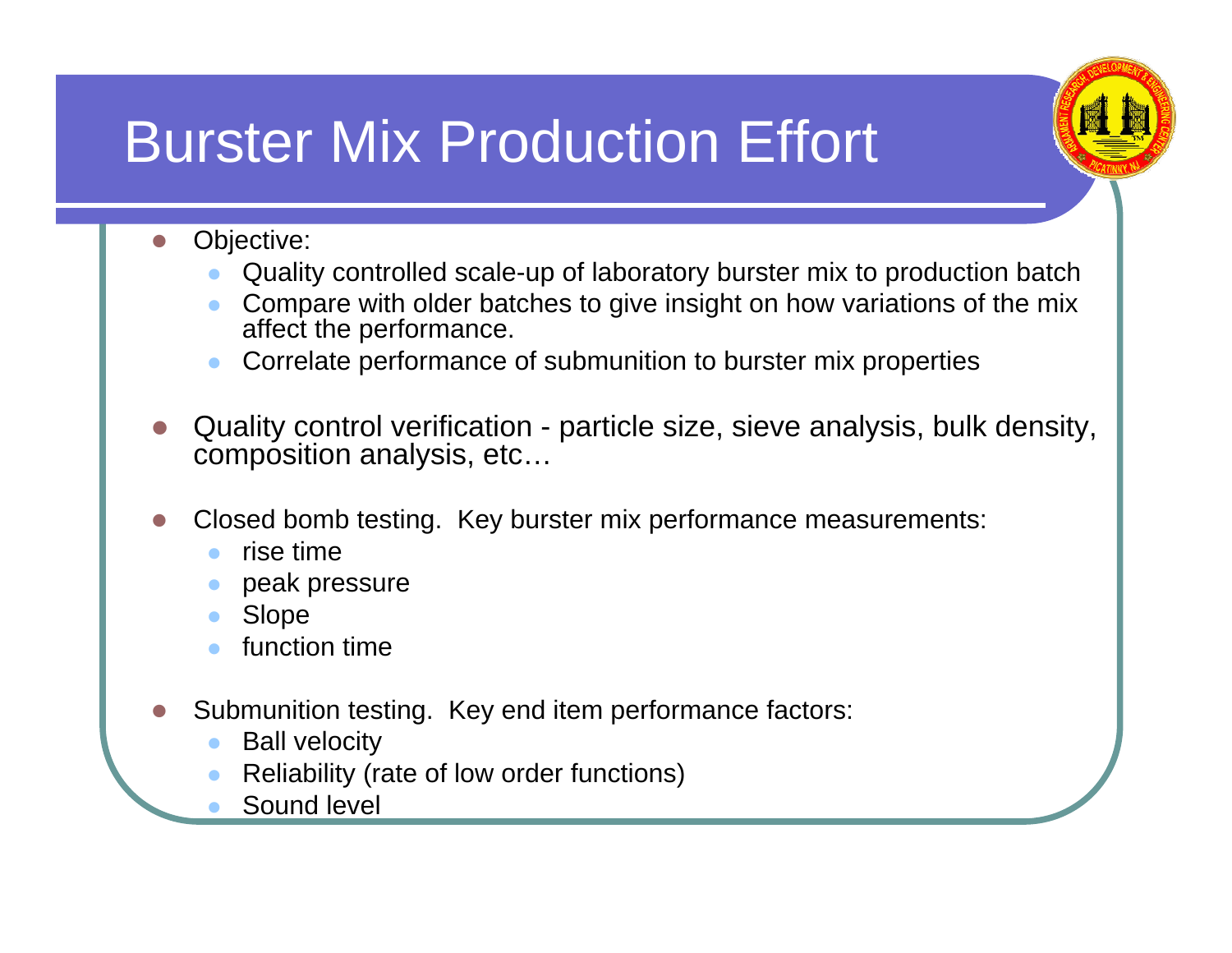# Burster Mix Production Effort

- Objective:
  - Quality controlled scale-up of laboratory burster mix to production batch
  - Compare with older batches to give insight on how variations of the mix affect the performance.
  - Correlate performance of submunition to burster mix properties
- Quality control verification - particle size, sieve analysis, bulk density, composition analysis, etc…
- Closed bomb testing. Key burster mix performance measurements:
  - rise time
  - peak pressure
  - Slope
  - function time
- Submunition testing. Key end item performance factors:
  - Ball velocity
  - Reliability (rate of low order functions)
  - Sound level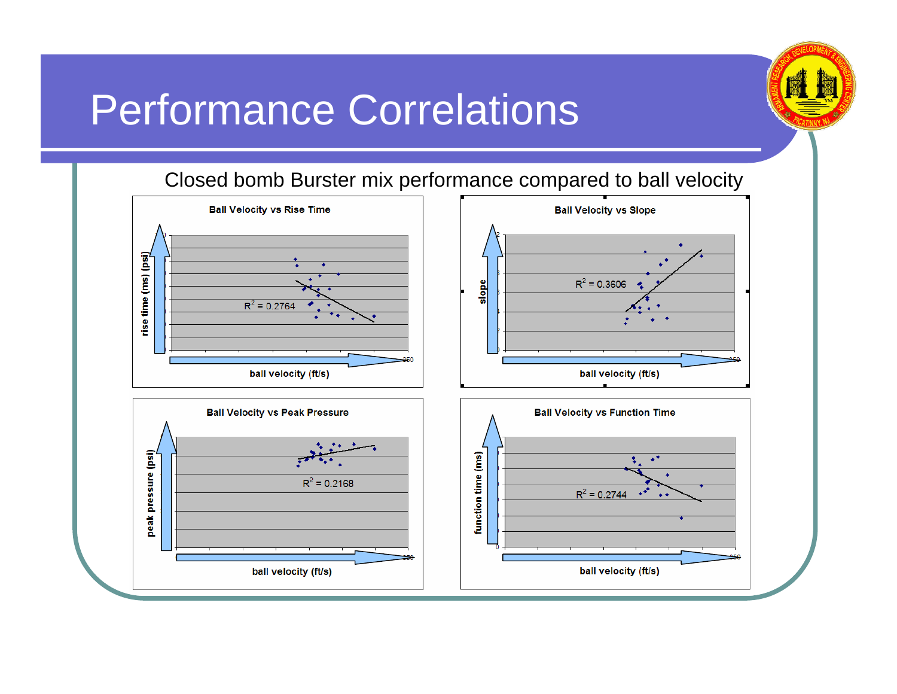# Performance Correlations

Closed bomb Burster mix performance compared to ball velocity

**Ball Velocity vs Rise Time**

rise time (ms) (psi)

$R^2 = 0.2764$

ball velocity (ft/s)

**Ball Velocity vs Slope**

slope

$R^2 = 0.3606$

ball velocity (ft/s)

**Ball Velocity vs Peak Pressure**

peak pressure (psi)

$R^2 = 0.2168$

ball velocity (ft/s)

**Ball Velocity vs Function Time**

function time (ms)

$R^2 = 0.2744$

ball velocity (ft/s)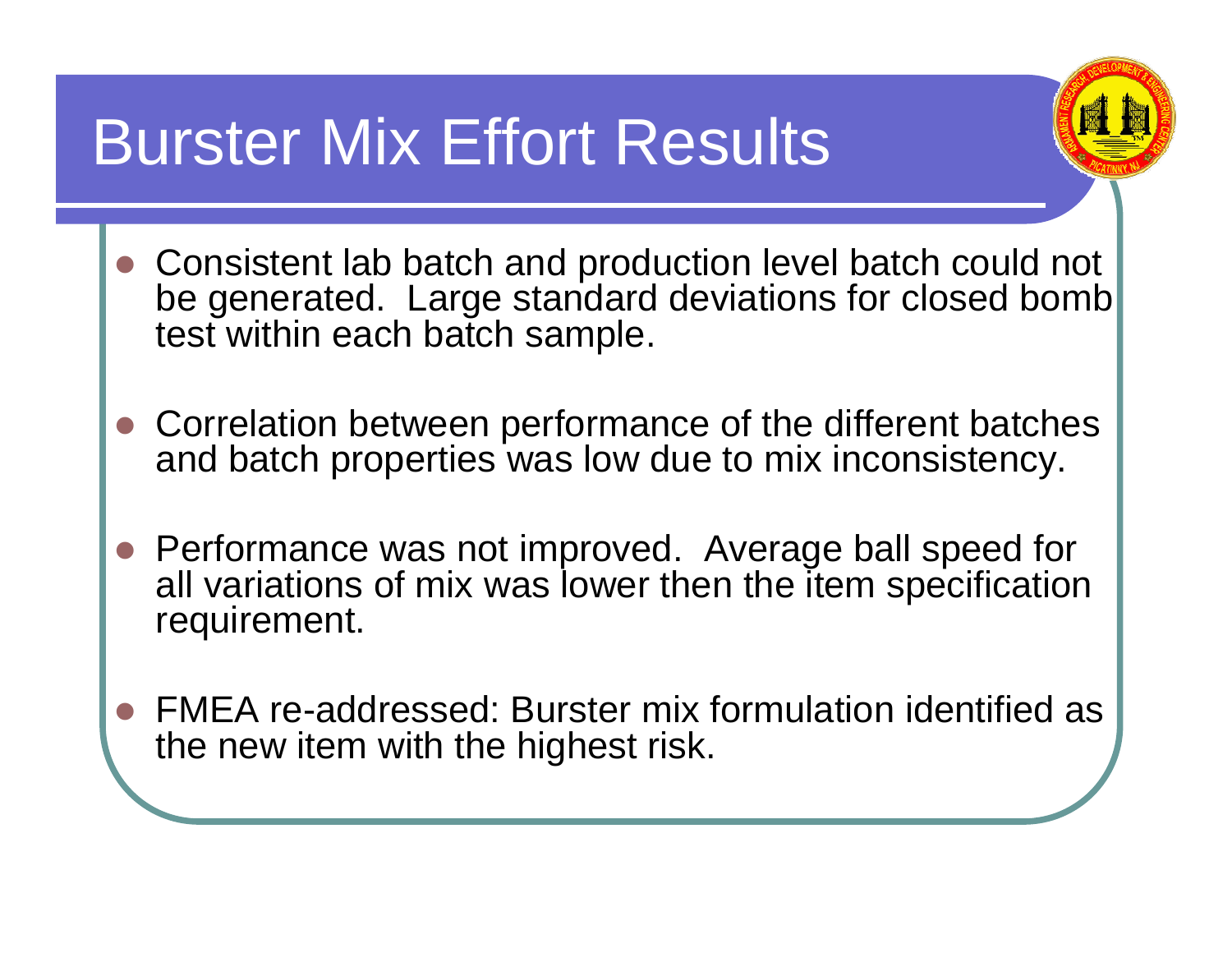# Burster Mix Effort Results

- Consistent lab batch and production level batch could not be generated. Large standard deviations for closed bomb test within each batch sample.
- Correlation between performance of the different batches and batch properties was low due to mix inconsistency.
- Performance was not improved. Average ball speed for all variations of mix was lower then the item specification requirement.
- FMEA re-addressed: Burster mix formulation identified as the new item with the highest risk.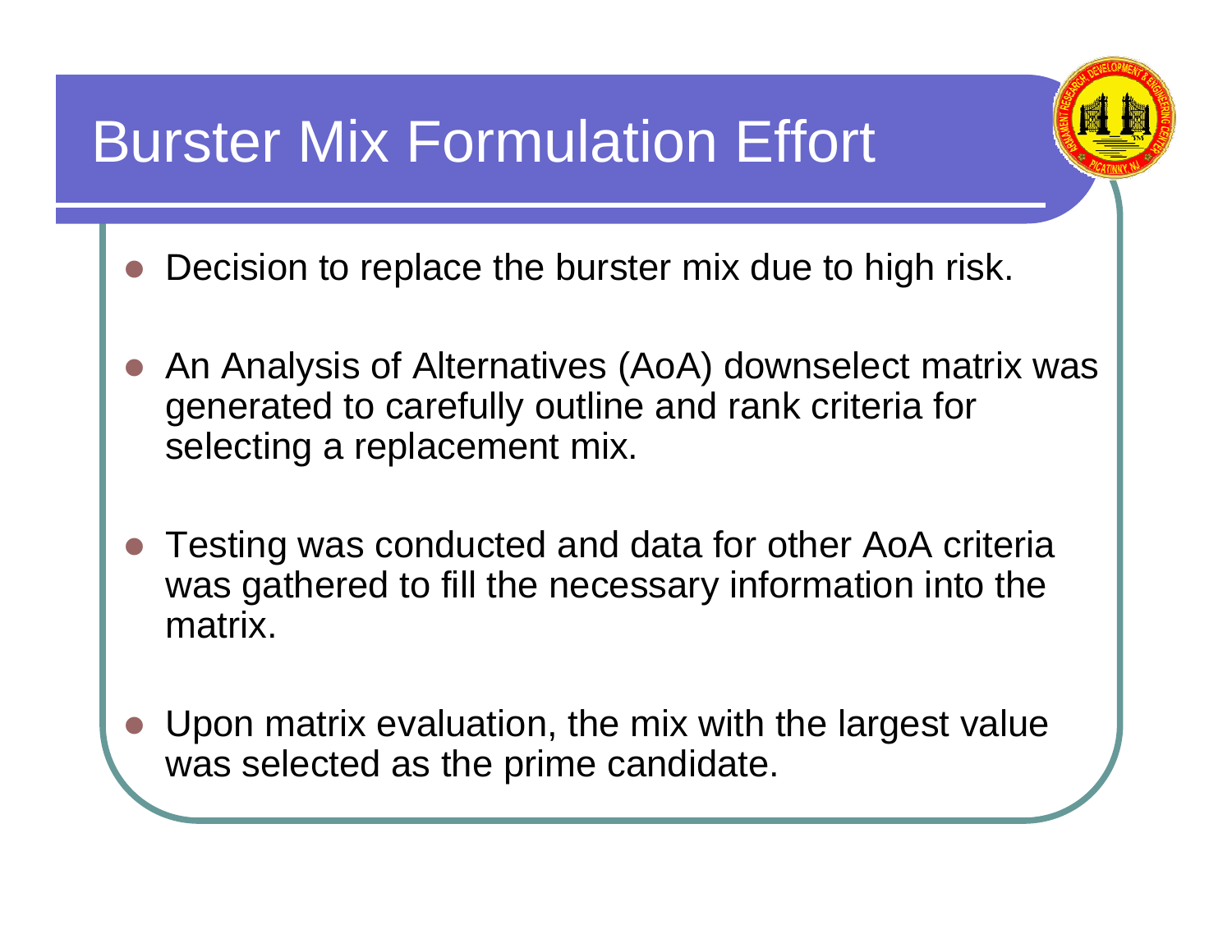# Burster Mix Formulation Effort

- Decision to replace the burster mix due to high risk.
- An Analysis of Alternatives (AoA) downselect matrix was generated to carefully outline and rank criteria for selecting a replacement mix.
- Testing was conducted and data for other AoA criteria was gathered to fill the necessary information into the matrix.
- Upon matrix evaluation, the mix with the largest value was selected as the prime candidate.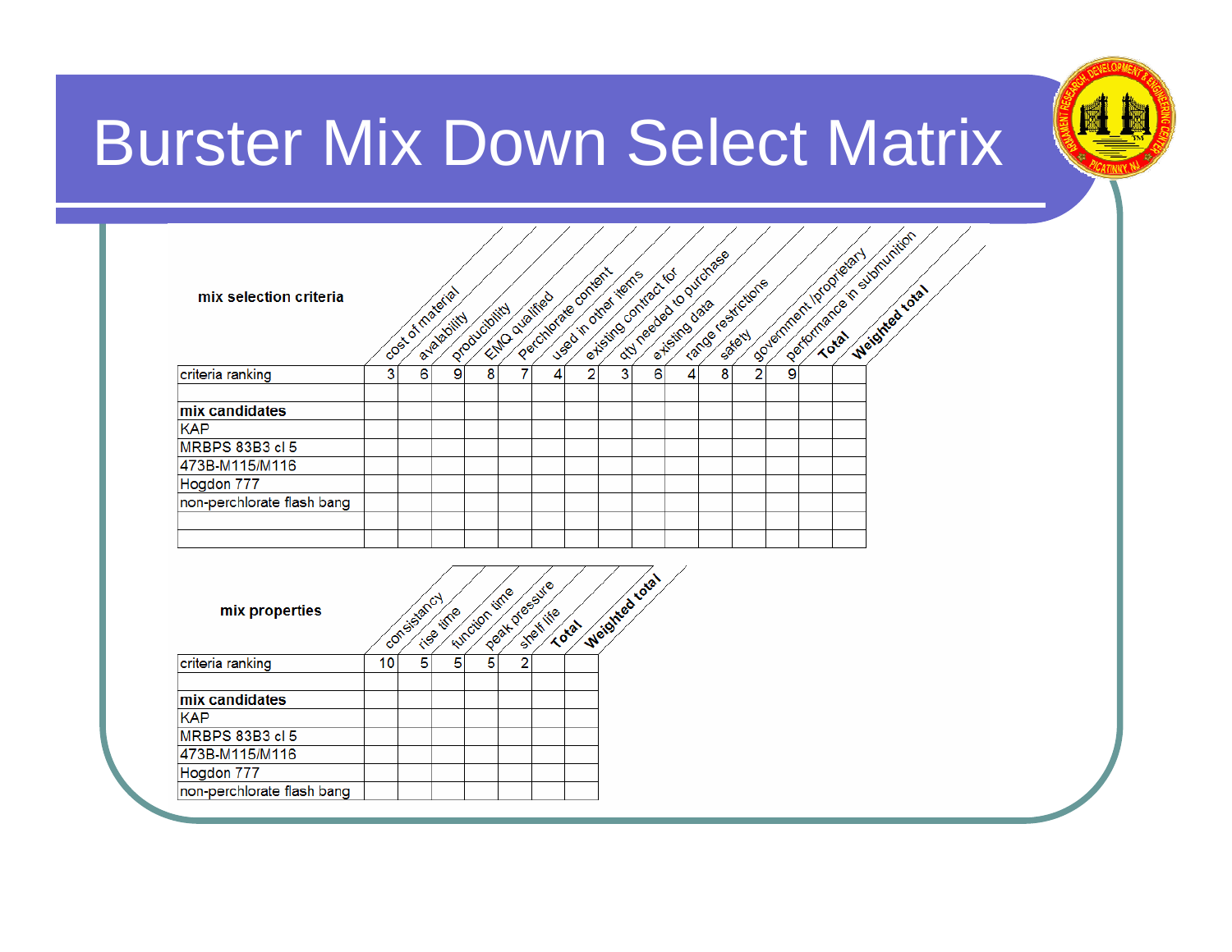# Burster Mix Down Select Matrix

| mix selection criteria | cost of material | avalability | producibility | EMQ qualified | Perchlorate content | used in other items | existing contract for | qty needed to purchase | existing data | range restrictions | safety | government /proprietary | performance in submunition | **Total** | **Weighted total** |
|---|---|---|---|---|---|---|---|---|---|---|---|---|---|---|---|
| criteria ranking | 3 | 6 | 9 | 8 | 7 | 4 | 2 | 3 | 6 | 4 | 8 | 2 | 9 | | |
| | | | | | | | | | | | | | | | |
| **mix candidates** | | | | | | | | | | | | | | | |
| KAP | | | | | | | | | | | | | | | |
| MRBPS 83B3 cl 5 | | | | | | | | | | | | | | | |
| 473B-M115/M116 | | | | | | | | | | | | | | | |
| Hogdon 777 | | | | | | | | | | | | | | | |
| non-perchlorate flash bang | | | | | | | | | | | | | | | |
| | | | | | | | | | | | | | | | |
| | | | | | | | | | | | | | | | |

| mix properties | consistancy | rise time | function time | peak pressure | shelf life | **Total** | **Weighted total** |
|---|---|---|---|---|---|---|---|
| criteria ranking | 10 | 5 | 5 | 5 | 2 | | |
| | | | | | | | |
| **mix candidates** | | | | | | | |
| KAP | | | | | | | |
| MRBPS 83B3 cl 5 | | | | | | | |
| 473B-M115/M116 | | | | | | | |
| Hogdon 777 | | | | | | | |
| non-perchlorate flash bang | | | | | | | |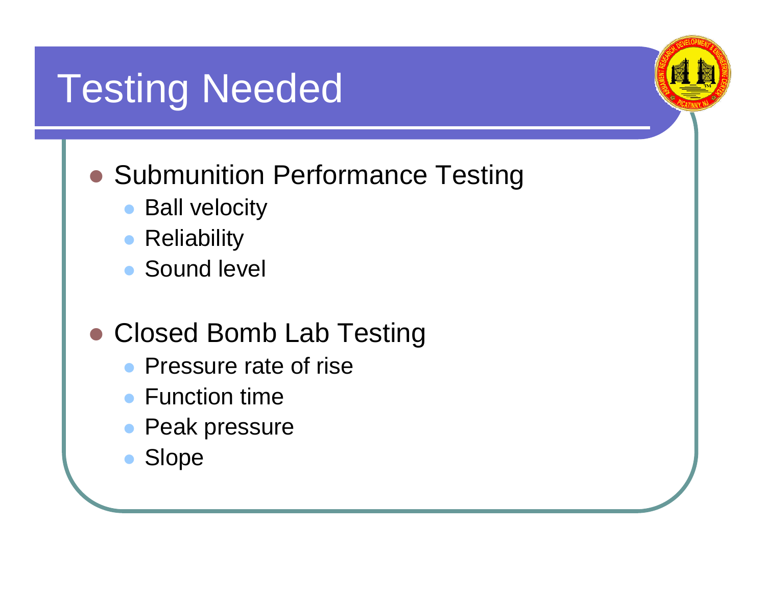# Testing Needed

- Submunition Performance Testing
  - Ball velocity
  - Reliability
  - Sound level

- Closed Bomb Lab Testing
  - Pressure rate of rise
  - Function time
  - Peak pressure
  - Slope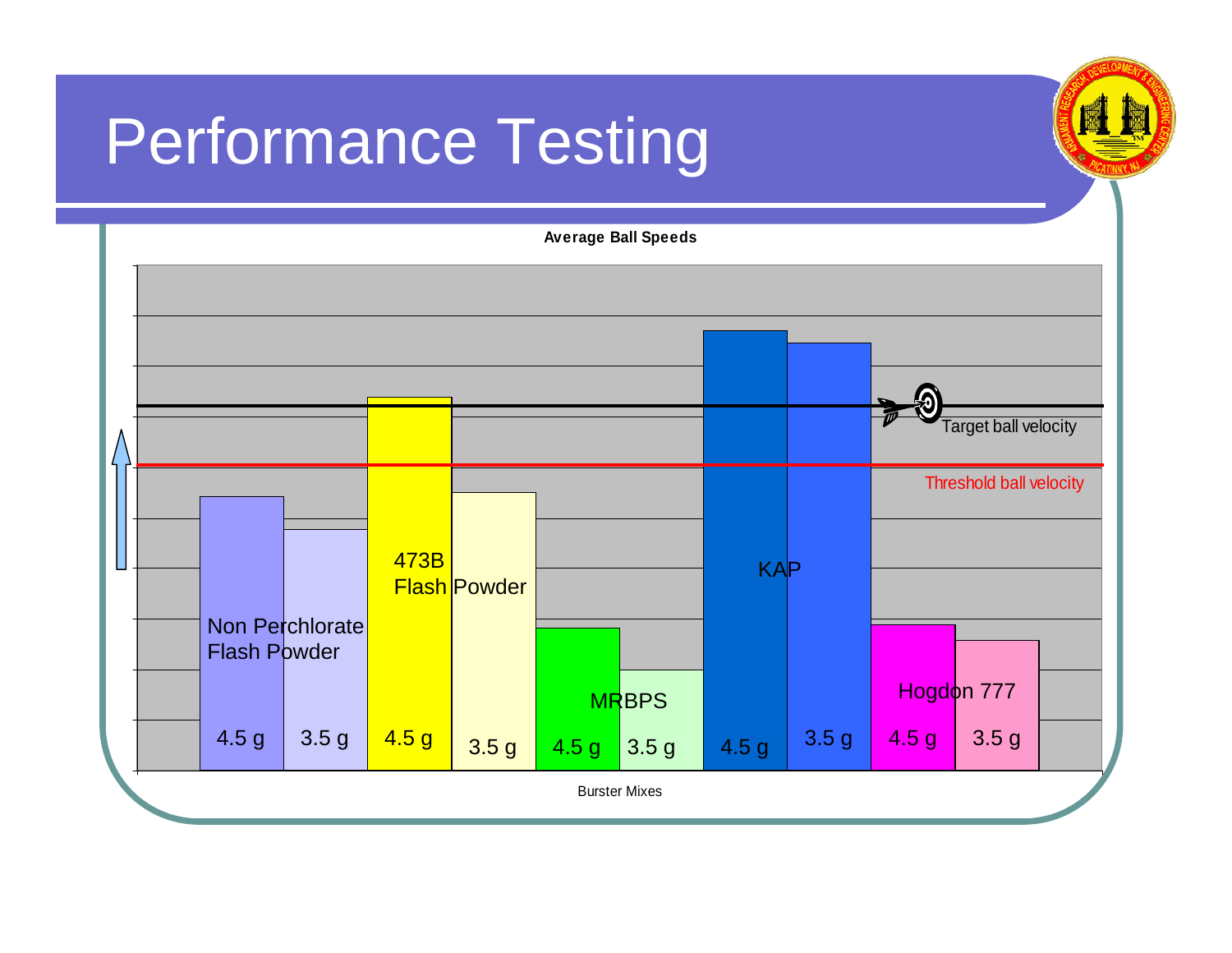# Performance Testing

**Average Ball Speeds**

Non Perchlorate Flash Powder: 4.5 g, 3.5 g

473B Flash Powder: 4.5 g, 3.5 g

MRBPS: 4.5 g, 3.5 g

KAP: 4.5 g, 3.5 g

Hogdon 777: 4.5 g, 3.5 g

Target ball velocity

Threshold ball velocity

Burster Mixes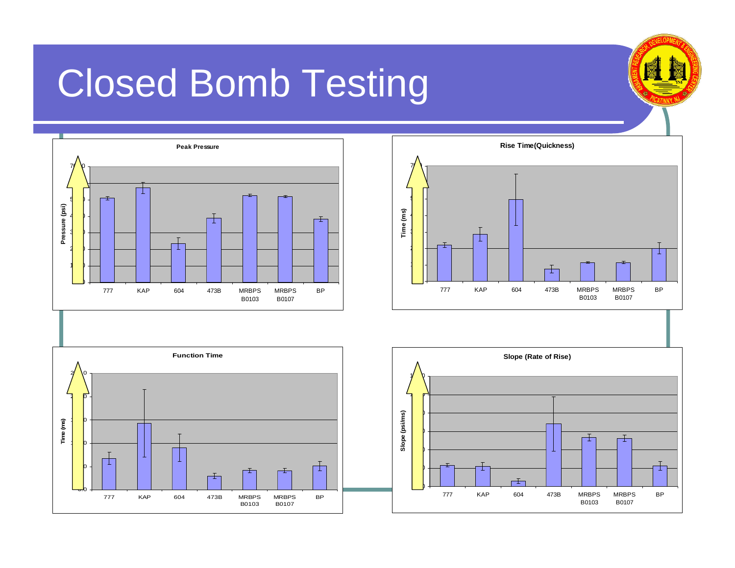# Closed Bomb Testing

**Peak Pressure**

Pressure (psi)

777 | KAP | 604 | 473B | MRBPS B0103 | MRBPS B0107 | BP

**Rise Time(Quickness)**

Time (ms)

777 | KAP | 604 | 473B | MRBPS B0103 | MRBPS B0107 | BP

**Function Time**

Time (ms)

777 | KAP | 604 | 473B | MRBPS B0103 | MRBPS B0107 | BP

**Slope (Rate of Rise)**

Slope (psi/ms)

777 | KAP | 604 | 473B | MRBPS B0103 | MRBPS B0107 | BP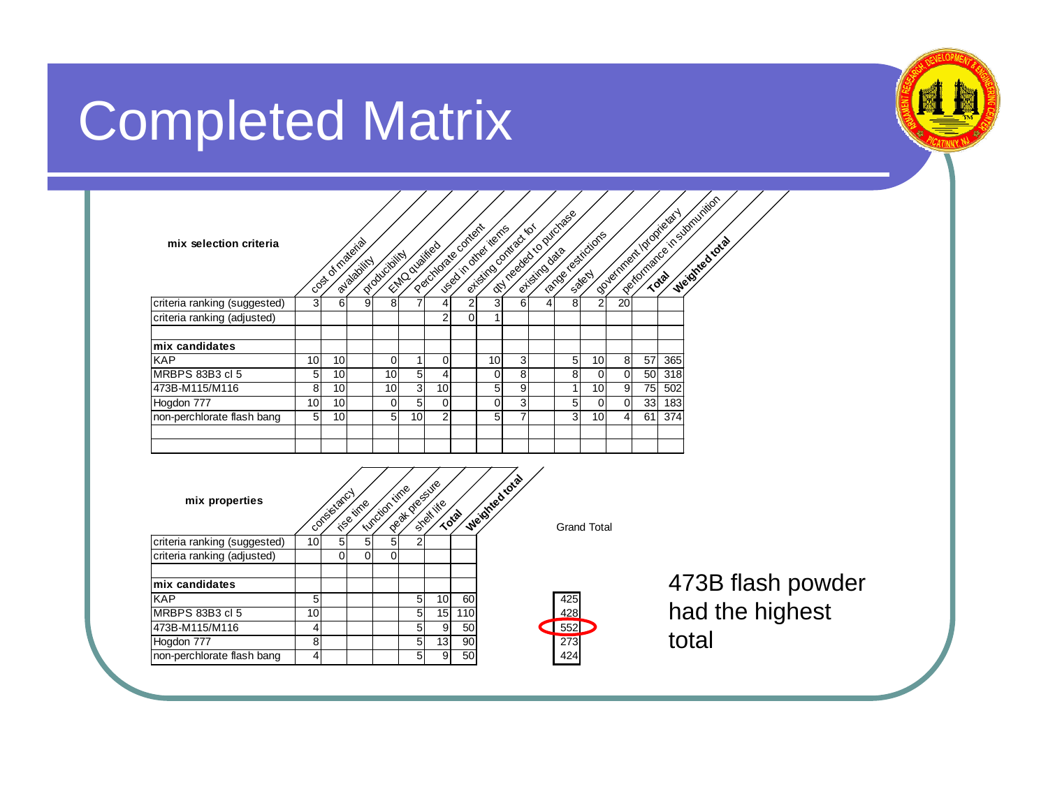# Completed Matrix

| mix selection criteria | cost of material | availability | producibility | EMQ qualified | Perchlorate content | used in other items | existing contract for | qty needed to purchase | existing data | range restrictions | safety | government /proprietary | performance in submunition | **Total** | **Weighted total** |
|---|---|---|---|---|---|---|---|---|---|---|---|---|---|---|---|
| criteria ranking (suggested) | 3 | 6 | 9 | 8 | 7 | 4 | 2 | 3 | 6 | 4 | 8 | 2 | 20 | | |
| criteria ranking (adjusted) | | | | | | 2 | 0 | 1 | | | | | | | |
| | | | | | | | | | | | | | | | |
| **mix candidates** | | | | | | | | | | | | | | | |
| KAP | 10 | 10 | | 0 | 1 | 0 | | 10 | 3 | | 5 | 10 | 8 | 57 | 365 |
| MRBPS 83B3 cl 5 | 5 | 10 | | 10 | 5 | 4 | | 0 | 8 | | 8 | 0 | 0 | 50 | 318 |
| 473B-M115/M116 | 8 | 10 | | 10 | 3 | 10 | | 5 | 9 | | 1 | 10 | 9 | 75 | 502 |
| Hogdon 777 | 10 | 10 | | 0 | 5 | 0 | | 0 | 3 | | 5 | 0 | 0 | 33 | 183 |
| non-perchlorate flash bang | 5 | 10 | | 5 | 10 | 2 | | 5 | 7 | | 3 | 10 | 4 | 61 | 374 |

| mix properties | consistancy | rise time | function time | peak pressure | shelf life | **Total** | **Weighted total** | Grand Total |
|---|---|---|---|---|---|---|---|---|
| criteria ranking (suggested) | 10 | 5 | 5 | 5 | 2 | | | |
| criteria ranking (adjusted) | | 0 | 0 | 0 | | | | |
| | | | | | | | | |
| **mix candidates** | | | | | | | | |
| KAP | 5 | | | | 5 | 10 | 60 | 425 |
| MRBPS 83B3 cl 5 | 10 | | | | 5 | 15 | 110 | 428 |
| 473B-M115/M116 | 4 | | | | 5 | 9 | 50 | 552 |
| Hogdon 777 | 8 | | | | 5 | 13 | 90 | 273 |
| non-perchlorate flash bang | 4 | | | | 5 | 9 | 50 | 424 |

473B flash powder had the highest total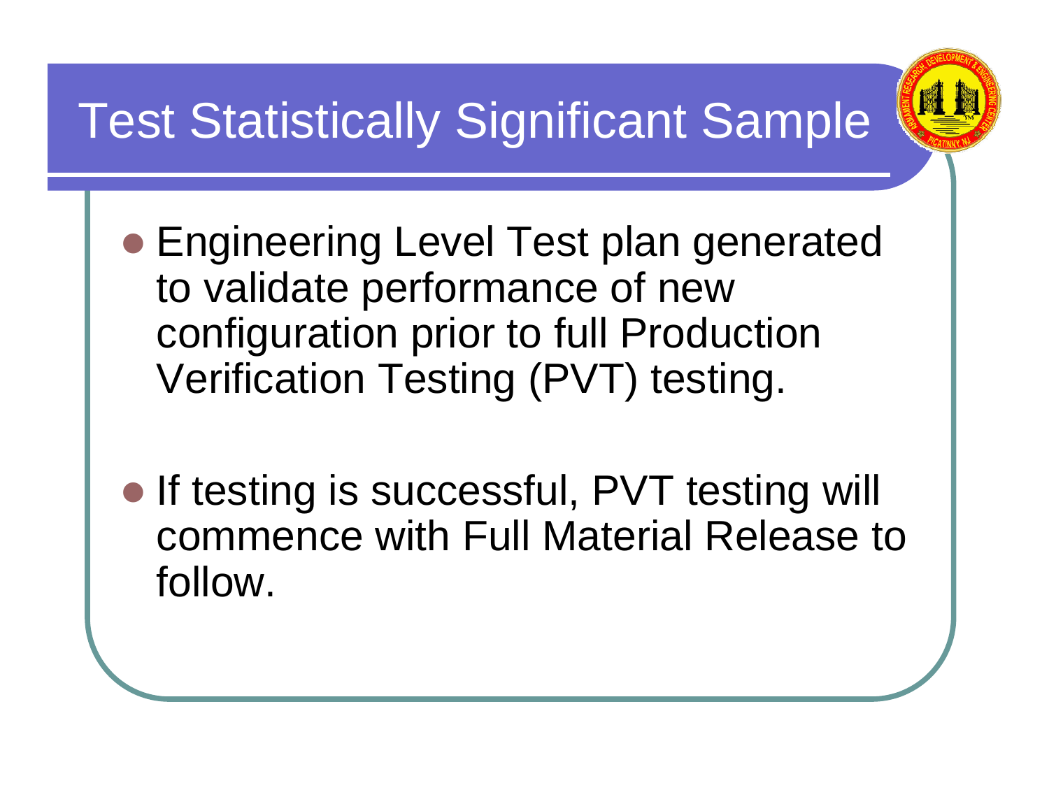# Test Statistically Significant Sample

- Engineering Level Test plan generated to validate performance of new configuration prior to full Production Verification Testing (PVT) testing.

- If testing is successful, PVT testing will commence with Full Material Release to follow.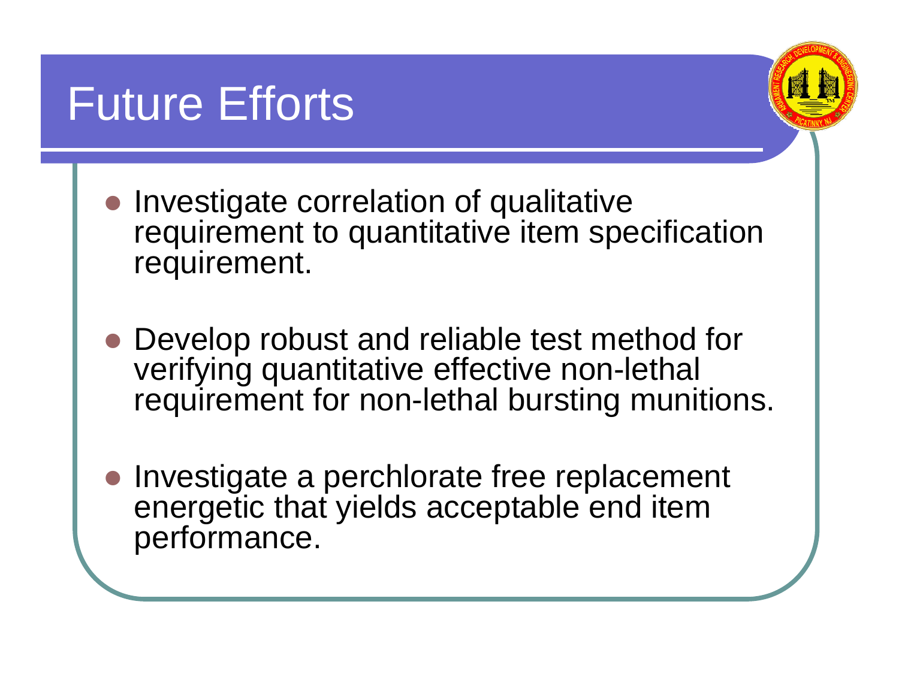# Future Efforts

- Investigate correlation of qualitative requirement to quantitative item specification requirement.
- Develop robust and reliable test method for verifying quantitative effective non-lethal requirement for non-lethal bursting munitions.
- Investigate a perchlorate free replacement energetic that yields acceptable end item performance.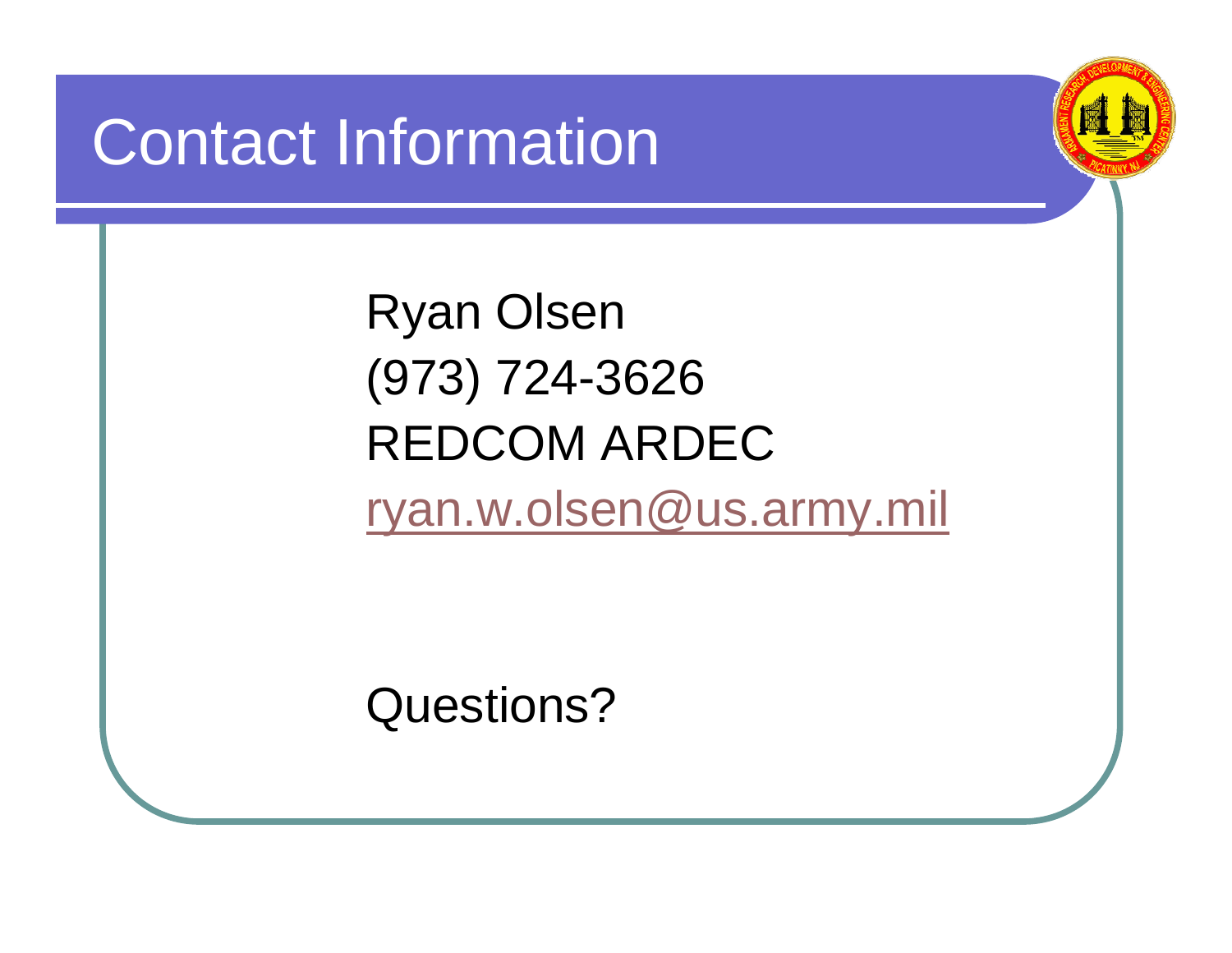# Contact Information

Ryan Olsen
(973) 724-3626
REDCOM ARDEC
ryan.w.olsen@us.army.mil

Questions?